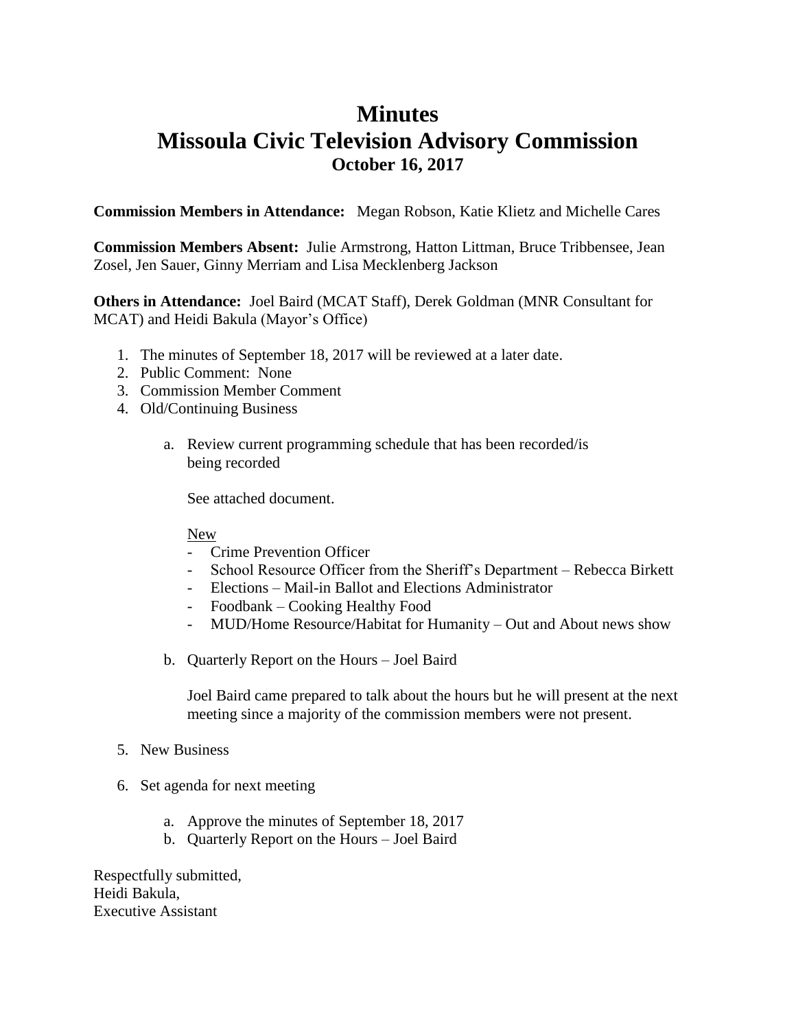# Minutes
# Missoula Civic Television Advisory Commission
### October 16, 2017

**Commission Members in Attendance:** Megan Robson, Katie Klietz and Michelle Cares

**Commission Members Absent:** Julie Armstrong, Hatton Littman, Bruce Tribbensee, Jean Zosel, Jen Sauer, Ginny Merriam and Lisa Mecklenberg Jackson

**Others in Attendance:** Joel Baird (MCAT Staff), Derek Goldman (MNR Consultant for MCAT) and Heidi Bakula (Mayor's Office)

1. The minutes of September 18, 2017 will be reviewed at a later date.
2. Public Comment: None
3. Commission Member Comment
4. Old/Continuing Business

   a. Review current programming schedule that has been recorded/is being recorded

      See attached document.

      New
      - Crime Prevention Officer
      - School Resource Officer from the Sheriff's Department – Rebecca Birkett
      - Elections – Mail-in Ballot and Elections Administrator
      - Foodbank – Cooking Healthy Food
      - MUD/Home Resource/Habitat for Humanity – Out and About news show

   b. Quarterly Report on the Hours – Joel Baird

      Joel Baird came prepared to talk about the hours but he will present at the next meeting since a majority of the commission members were not present.

5. New Business

6. Set agenda for next meeting

   a. Approve the minutes of September 18, 2017
   b. Quarterly Report on the Hours – Joel Baird

Respectfully submitted,
Heidi Bakula,
Executive Assistant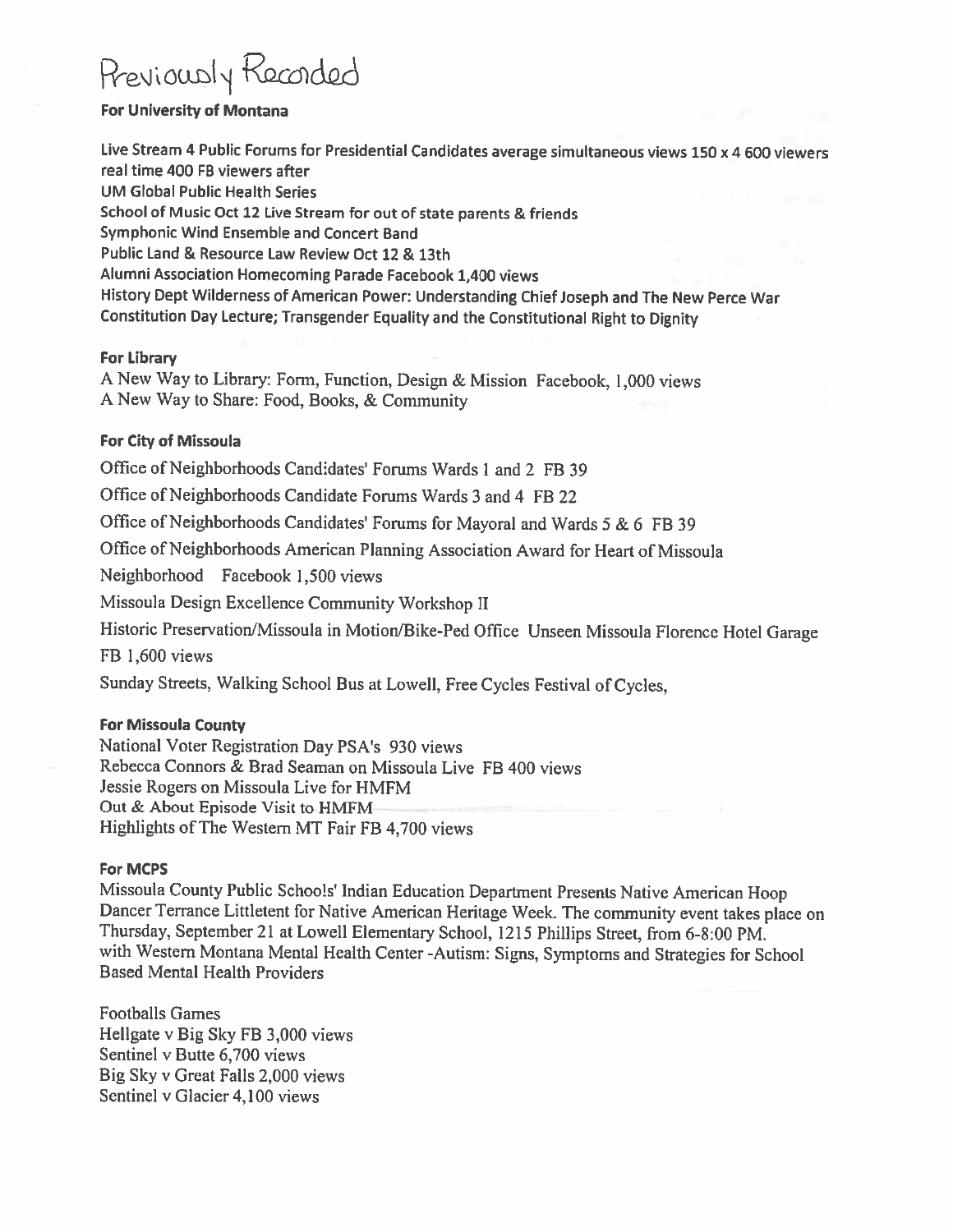# Previously Recorded

**For University of Montana**

Live Stream 4 Public Forums for Presidential Candidates average simultaneous views 150 x 4 600 viewers real time 400 FB viewers after
UM Global Public Health Series
School of Music Oct 12 Live Stream for out of state parents & friends
Symphonic Wind Ensemble and Concert Band
Public Land & Resource Law Review Oct 12 & 13th
Alumni Association Homecoming Parade Facebook 1,400 views
History Dept Wilderness of American Power: Understanding Chief Joseph and The New Perce War
Constitution Day Lecture; Transgender Equality and the Constitutional Right to Dignity

**For Library**

A New Way to Library: Form, Function, Design & Mission Facebook, 1,000 views
A New Way to Share: Food, Books, & Community

**For City of Missoula**

Office of Neighborhoods Candidates' Forums Wards 1 and 2 FB 39

Office of Neighborhoods Candidate Forums Wards 3 and 4 FB 22

Office of Neighborhoods Candidates' Forums for Mayoral and Wards 5 & 6 FB 39

Office of Neighborhoods American Planning Association Award for Heart of Missoula

Neighborhood Facebook 1,500 views

Missoula Design Excellence Community Workshop II

Historic Preservation/Missoula in Motion/Bike-Ped Office Unseen Missoula Florence Hotel Garage

FB 1,600 views

Sunday Streets, Walking School Bus at Lowell, Free Cycles Festival of Cycles,

**For Missoula County**

National Voter Registration Day PSA's 930 views
Rebecca Connors & Brad Seaman on Missoula Live FB 400 views
Jessie Rogers on Missoula Live for HMFM
Out & About Episode Visit to HMFM
Highlights of The Western MT Fair FB 4,700 views

**For MCPS**

Missoula County Public Schools' Indian Education Department Presents Native American Hoop Dancer Terrance Littletent for Native American Heritage Week. The community event takes place on Thursday, September 21 at Lowell Elementary School, 1215 Phillips Street, from 6-8:00 PM.
with Western Montana Mental Health Center -Autism: Signs, Symptoms and Strategies for School Based Mental Health Providers

Footballs Games
Hellgate v Big Sky FB 3,000 views
Sentinel v Butte 6,700 views
Big Sky v Great Falls 2,000 views
Sentinel v Glacier 4,100 views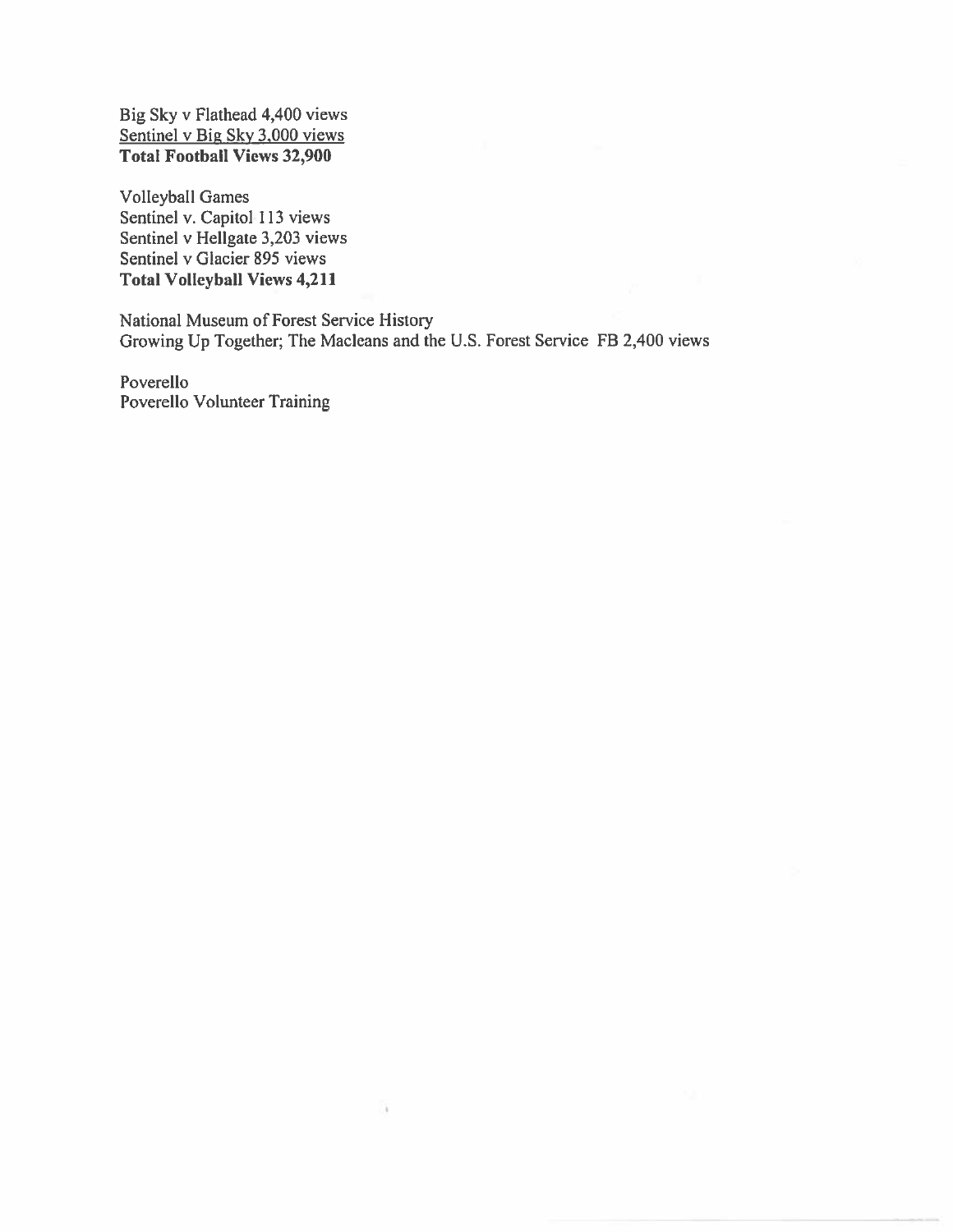Big Sky v Flathead 4,400 views
<u>Sentinel v Big Sky 3,000 views</u>
**Total Football Views 32,900**

Volleyball Games
Sentinel v. Capitol 113 views
Sentinel v Hellgate 3,203 views
Sentinel v Glacier 895 views
**Total Volleyball Views 4,211**

National Museum of Forest Service History
Growing Up Together; The Macleans and the U.S. Forest Service FB 2,400 views

Poverello
Poverello Volunteer Training